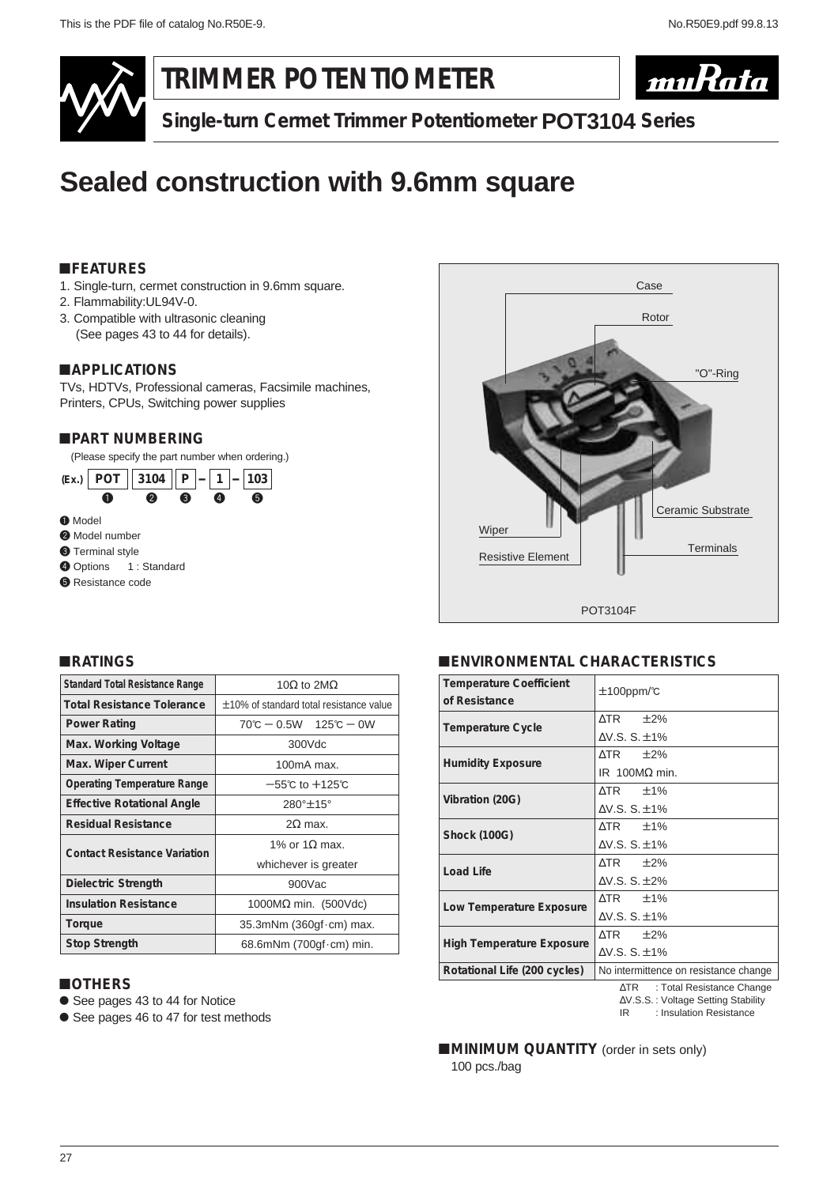This is the PDF file of catalog No.R50E-9.

# TRIMMER POTENTIOMETER

## Single-turn Cermet Trimmer Potentiometer POT3104 Series

# Sealed construction with 9.6mm square

### FEATURES

1. Single-turn, cermet construction in 9.6mm square.
2. Flammability:UL94V-0.
3. Compatible with ultrasonic cleaning
   (See pages 43 to 44 for details).

### APPLICATIONS

TVs, HDTVs, Professional cameras, Facsimile machines, Printers, CPUs, Switching power supplies

### PART NUMBERING

(Please specify the part number when ordering.)

(Ex.) POT ❶ 3104 ❷ P ❸ – 1 ❹ – 103 ❺

❶ Model
❷ Model number
❸ Terminal style
❹ Options 1 : Standard
❺ Resistance code

Case, Rotor, "O"-Ring, Ceramic Substrate, Wiper, Terminals, Resistive Element

POT3104F

### RATINGS

| Item | Value |
|---|---|
| Standard Total Resistance Range | 10Ω to 2MΩ |
| Total Resistance Tolerance | ±10% of standard total resistance value |
| Power Rating | 70℃ − 0.5W 125℃ − 0W |
| Max. Working Voltage | 300Vdc |
| Max. Wiper Current | 100mA max. |
| Operating Temperature Range | −55℃ to +125℃ |
| Effective Rotational Angle | 280°±15° |
| Residual Resistance | 2Ω max. |
| Contact Resistance Variation | 1% or 1Ω max. whichever is greater |
| Dielectric Strength | 900Vac |
| Insulation Resistance | 1000MΩ min. (500Vdc) |
| Torque | 35.3mNm (360gf·cm) max. |
| Stop Strength | 68.6mNm (700gf·cm) min. |

### OTHERS

- See pages 43 to 44 for Notice
- See pages 46 to 47 for test methods

### ENVIRONMENTAL CHARACTERISTICS

| Item | Value |
|---|---|
| Temperature Coefficient of Resistance | ±100ppm/℃ |
| Temperature Cycle | ΔTR ±2% ΔV.S. S. ±1% |
| Humidity Exposure | ΔTR ±2% IR 100MΩ min. |
| Vibration (20G) | ΔTR ±1% ΔV.S. S. ±1% |
| Shock (100G) | ΔTR ±1% ΔV.S. S. ±1% |
| Load Life | ΔTR ±2% ΔV.S. S. ±2% |
| Low Temperature Exposure | ΔTR ±1% ΔV.S. S. ±1% |
| High Temperature Exposure | ΔTR ±2% ΔV.S. S. ±1% |
| Rotational Life (200 cycles) | No intermittence on resistance change |

ΔTR : Total Resistance Change
ΔV.S.S. : Voltage Setting Stability
IR : Insulation Resistance

### MINIMUM QUANTITY (order in sets only)

100 pcs./bag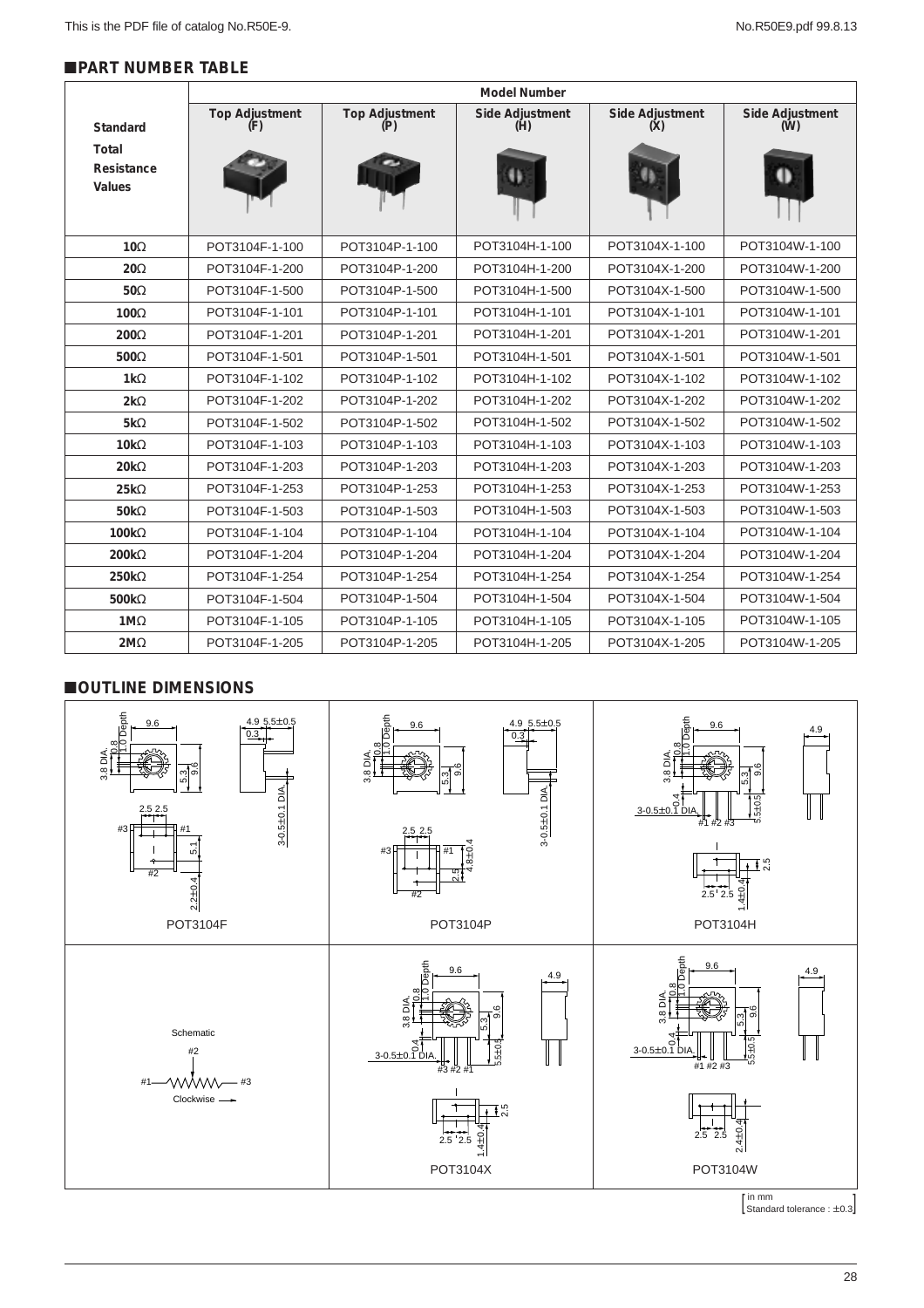## ■PART NUMBER TABLE

| Standard Total Resistance Values | Model Number | | | | |
|---|---|---|---|---|---|
| | Top Adjustment (F) | Top Adjustment (P) | Side Adjustment (H) | Side Adjustment (X) | Side Adjustment (W) |
| 10Ω | POT3104F-1-100 | POT3104P-1-100 | POT3104H-1-100 | POT3104X-1-100 | POT3104W-1-100 |
| 20Ω | POT3104F-1-200 | POT3104P-1-200 | POT3104H-1-200 | POT3104X-1-200 | POT3104W-1-200 |
| 50Ω | POT3104F-1-500 | POT3104P-1-500 | POT3104H-1-500 | POT3104X-1-500 | POT3104W-1-500 |
| 100Ω | POT3104F-1-101 | POT3104P-1-101 | POT3104H-1-101 | POT3104X-1-101 | POT3104W-1-101 |
| 200Ω | POT3104F-1-201 | POT3104P-1-201 | POT3104H-1-201 | POT3104X-1-201 | POT3104W-1-201 |
| 500Ω | POT3104F-1-501 | POT3104P-1-501 | POT3104H-1-501 | POT3104X-1-501 | POT3104W-1-501 |
| 1kΩ | POT3104F-1-102 | POT3104P-1-102 | POT3104H-1-102 | POT3104X-1-102 | POT3104W-1-102 |
| 2kΩ | POT3104F-1-202 | POT3104P-1-202 | POT3104H-1-202 | POT3104X-1-202 | POT3104W-1-202 |
| 5kΩ | POT3104F-1-502 | POT3104P-1-502 | POT3104H-1-502 | POT3104X-1-502 | POT3104W-1-502 |
| 10kΩ | POT3104F-1-103 | POT3104P-1-103 | POT3104H-1-103 | POT3104X-1-103 | POT3104W-1-103 |
| 20kΩ | POT3104F-1-203 | POT3104P-1-203 | POT3104H-1-203 | POT3104X-1-203 | POT3104W-1-203 |
| 25kΩ | POT3104F-1-253 | POT3104P-1-253 | POT3104H-1-253 | POT3104X-1-253 | POT3104W-1-253 |
| 50kΩ | POT3104F-1-503 | POT3104P-1-503 | POT3104H-1-503 | POT3104X-1-503 | POT3104W-1-503 |
| 100kΩ | POT3104F-1-104 | POT3104P-1-104 | POT3104H-1-104 | POT3104X-1-104 | POT3104W-1-104 |
| 200kΩ | POT3104F-1-204 | POT3104P-1-204 | POT3104H-1-204 | POT3104X-1-204 | POT3104W-1-204 |
| 250kΩ | POT3104F-1-254 | POT3104P-1-254 | POT3104H-1-254 | POT3104X-1-254 | POT3104W-1-254 |
| 500kΩ | POT3104F-1-504 | POT3104P-1-504 | POT3104H-1-504 | POT3104X-1-504 | POT3104W-1-504 |
| 1MΩ | POT3104F-1-105 | POT3104P-1-105 | POT3104H-1-105 | POT3104X-1-105 | POT3104W-1-105 |
| 2MΩ | POT3104F-1-205 | POT3104P-1-205 | POT3104H-1-205 | POT3104X-1-205 | POT3104W-1-205 |

## ■OUTLINE DIMENSIONS

POT3104F

POT3104P

POT3104H

Schematic

#2

#1 #3

Clockwise

POT3104X

POT3104W

[in mm
Standard tolerance : ±0.3]